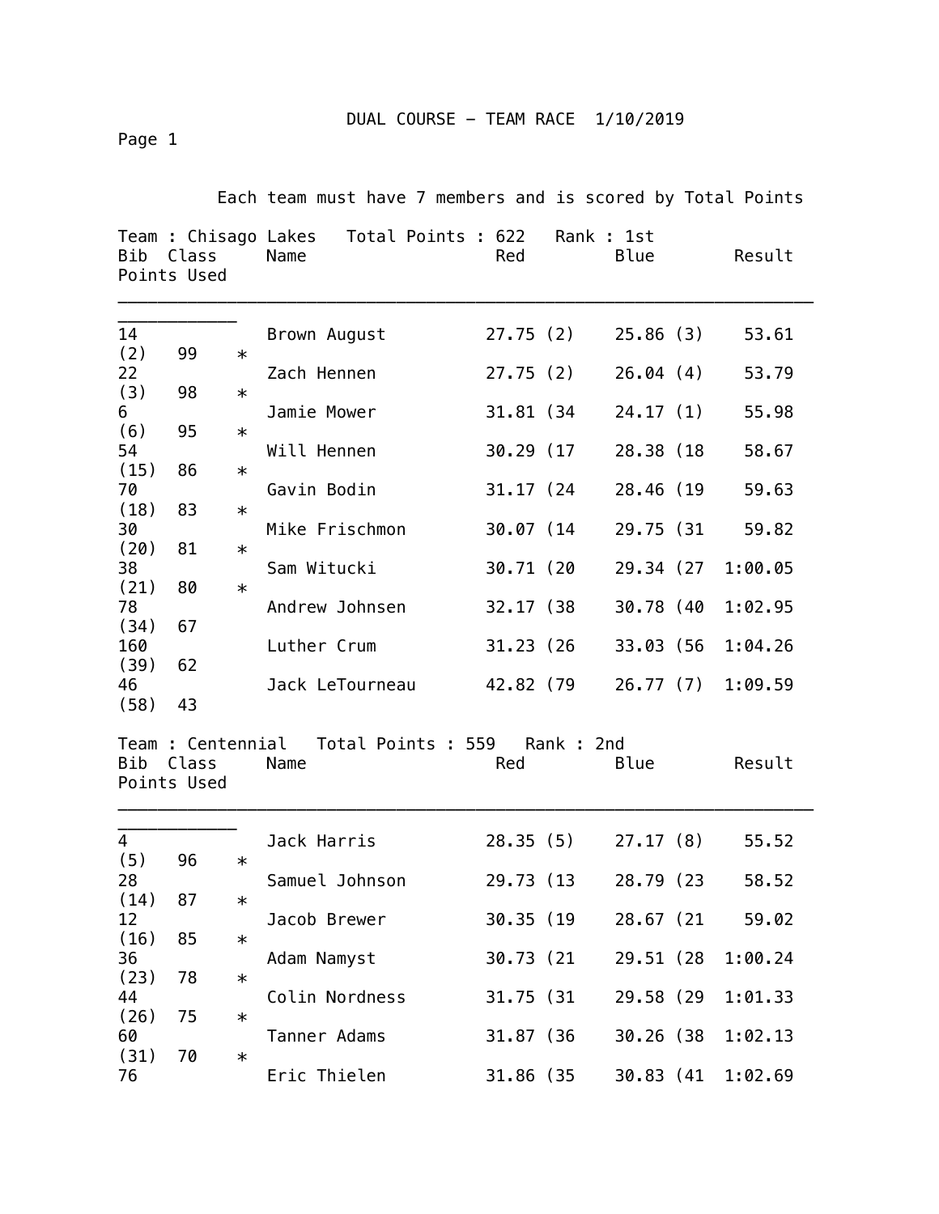# DUAL COURSE – TEAM RACE 1/10/2019

Each team must have 7 members and is scored by Total Points

**Team : Chisago Lakes   Total Points : 622   Rank : 1st**

| Bib | Class | Name | Red | Blue | Result | Points | Used |
|---|---|---|---|---|---|---|---|
| 14 | | Brown August | 27.75 (2) | 25.86 (3) | 53.61 (2) | 99 | * |
| 22 | | Zach Hennen | 27.75 (2) | 26.04 (4) | 53.79 (3) | 98 | * |
| 6 | | Jamie Mower | 31.81 (34 | 24.17 (1) | 55.98 (6) | 95 | * |
| 54 | | Will Hennen | 30.29 (17 | 28.38 (18 | 58.67 (15) | 86 | * |
| 70 | | Gavin Bodin | 31.17 (24 | 28.46 (19 | 59.63 (18) | 83 | * |
| 30 | | Mike Frischmon | 30.07 (14 | 29.75 (31 | 59.82 (20) | 81 | * |
| 38 | | Sam Witucki | 30.71 (20 | 29.34 (27 | 1:00.05 (21) | 80 | * |
| 78 | | Andrew Johnsen | 32.17 (38 | 30.78 (40 | 1:02.95 (34) | 67 | |
| 160 | | Luther Crum | 31.23 (26 | 33.03 (56 | 1:04.26 (39) | 62 | |
| 46 | | Jack LeTourneau | 42.82 (79 | 26.77 (7) | 1:09.59 (58) | 43 | |

**Team : Centennial   Total Points : 559   Rank : 2nd**

| Bib | Class | Name | Red | Blue | Result | Points | Used |
|---|---|---|---|---|---|---|---|
| 4 | | Jack Harris | 28.35 (5) | 27.17 (8) | 55.52 (5) | 96 | * |
| 28 | | Samuel Johnson | 29.73 (13 | 28.79 (23 | 58.52 (14) | 87 | * |
| 12 | | Jacob Brewer | 30.35 (19 | 28.67 (21 | 59.02 (16) | 85 | * |
| 36 | | Adam Namyst | 30.73 (21 | 29.51 (28 | 1:00.24 (23) | 78 | * |
| 44 | | Colin Nordness | 31.75 (31 | 29.58 (29 | 1:01.33 (26) | 75 | * |
| 60 | | Tanner Adams | 31.87 (36 | 30.26 (38 | 1:02.13 (31) | 70 | * |
| 76 | | Eric Thielen | 31.86 (35 | 30.83 (41 | 1:02.69 | | |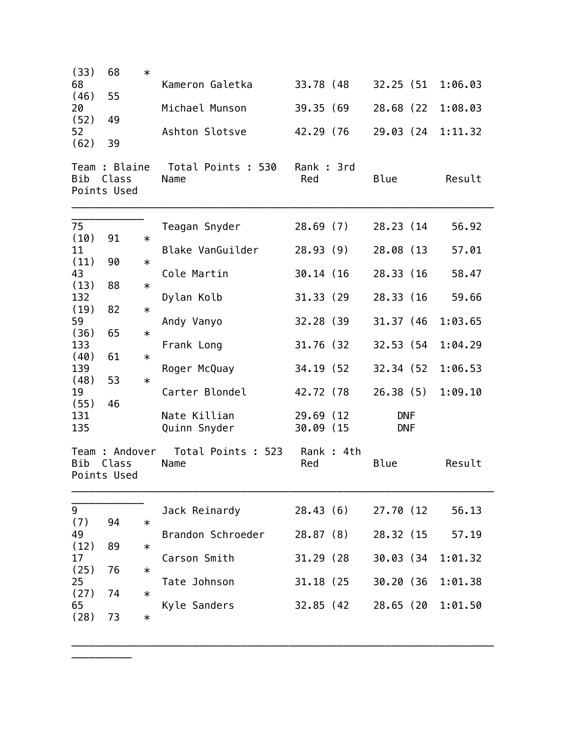| Bib | Class | Name | Red | Blue | Result | Points | Used |
|---|---|---|---|---|---|---|---|
| | | | | | | (33) 68 | * |
| 68 | | Kameron Galetka | 33.78 (48 | 32.25 (51 | 1:06.03 | (46) 55 | |
| 20 | | Michael Munson | 39.35 (69 | 28.68 (22 | 1:08.03 | (52) 49 | |
| 52 | | Ashton Slotsve | 42.29 (76 | 29.03 (24 | 1:11.32 | (62) 39 | |

Team : Blaine   Total Points : 530   Rank : 3rd

| Bib | Class | Name | Red | Blue | Result | Points | Used |
|---|---|---|---|---|---|---|---|
| 75 | | Teagan Snyder | 28.69 (7) | 28.23 (14 | 56.92 | (10) 91 | * |
| 11 | | Blake VanGuilder | 28.93 (9) | 28.08 (13 | 57.01 | (11) 90 | * |
| 43 | | Cole Martin | 30.14 (16 | 28.33 (16 | 58.47 | (13) 88 | * |
| 132 | | Dylan Kolb | 31.33 (29 | 28.33 (16 | 59.66 | (19) 82 | * |
| 59 | | Andy Vanyo | 32.28 (39 | 31.37 (46 | 1:03.65 | (36) 65 | * |
| 133 | | Frank Long | 31.76 (32 | 32.53 (54 | 1:04.29 | (40) 61 | * |
| 139 | | Roger McQuay | 34.19 (52 | 32.34 (52 | 1:06.53 | (48) 53 | * |
| 19 | | Carter Blondel | 42.72 (78 | 26.38 (5) | 1:09.10 | (55) 46 | |
| 131 | | Nate Killian | 29.69 (12 | DNF | | | |
| 135 | | Quinn Snyder | 30.09 (15 | DNF | | | |

Team : Andover   Total Points : 523   Rank : 4th

| Bib | Class | Name | Red | Blue | Result | Points | Used |
|---|---|---|---|---|---|---|---|
| 9 | | Jack Reinardy | 28.43 (6) | 27.70 (12 | 56.13 | (7) 94 | * |
| 49 | | Brandon Schroeder | 28.87 (8) | 28.32 (15 | 57.19 | (12) 89 | * |
| 17 | | Carson Smith | 31.29 (28 | 30.03 (34 | 1:01.32 | (25) 76 | * |
| 25 | | Tate Johnson | 31.18 (25 | 30.20 (36 | 1:01.38 | (27) 74 | * |
| 65 | | Kyle Sanders | 32.85 (42 | 28.65 (20 | 1:01.50 | (28) 73 | * |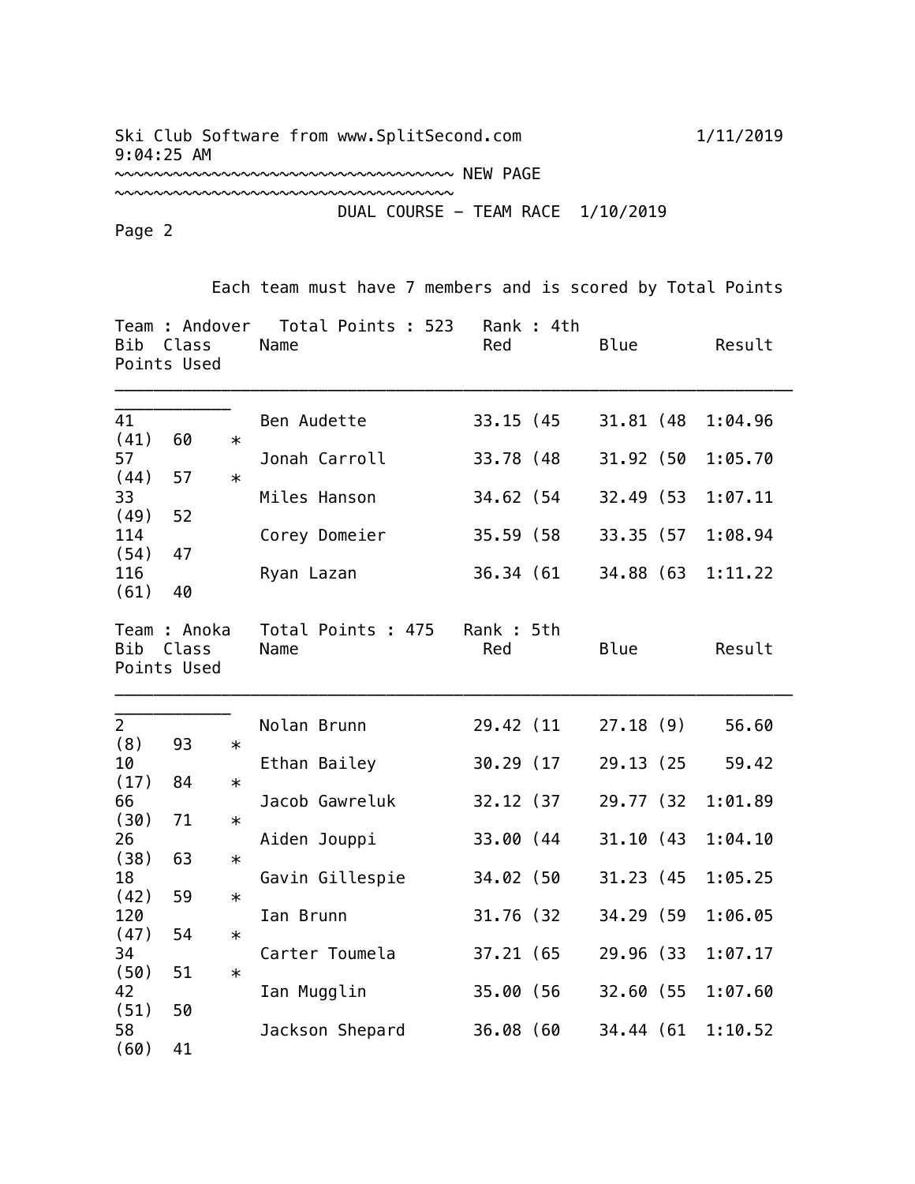Ski Club Software from www.SplitSecond.com 1/11/2019 9:04:25 AM

~~~~~~~~~~~~~~~~~~~~~~~~~~~~~~~~~~~~~~~~~~~~~~~~~~~~ NEW PAGE ~~~~~~~~~~~~~~~~~~~~~~~~~~~~~~~~~~~~~~~~~~~~~~~~~~~~

DUAL COURSE - TEAM RACE 1/10/2019

Page 2

Each team must have 7 members and is scored by Total Points

Team : Andover Total Points : 523 Rank : 4th

| Bib | Class | Name | Red | Blue | Result | Points | Used |
|---|---|---|---|---|---|---|---|
| 41 | | Ben Audette | 33.15 (45 | 31.81 (48 | 1:04.96 (41) | 60 | * |
| 57 | | Jonah Carroll | 33.78 (48 | 31.92 (50 | 1:05.70 (44) | 57 | * |
| 33 | | Miles Hanson | 34.62 (54 | 32.49 (53 | 1:07.11 (49) | 52 | |
| 114 | | Corey Domeier | 35.59 (58 | 33.35 (57 | 1:08.94 (54) | 47 | |
| 116 | | Ryan Lazan | 36.34 (61 | 34.88 (63 | 1:11.22 (61) | 40 | |

Team : Anoka Total Points : 475 Rank : 5th

| Bib | Class | Name | Red | Blue | Result | Points | Used |
|---|---|---|---|---|---|---|---|
| 2 | | Nolan Brunn | 29.42 (11 | 27.18 (9) | 56.60 (8) | 93 | * |
| 10 | | Ethan Bailey | 30.29 (17 | 29.13 (25 | 59.42 (17) | 84 | * |
| 66 | | Jacob Gawreluk | 32.12 (37 | 29.77 (32 | 1:01.89 (30) | 71 | * |
| 26 | | Aiden Jouppi | 33.00 (44 | 31.10 (43 | 1:04.10 (38) | 63 | * |
| 18 | | Gavin Gillespie | 34.02 (50 | 31.23 (45 | 1:05.25 (42) | 59 | * |
| 120 | | Ian Brunn | 31.76 (32 | 34.29 (59 | 1:06.05 (47) | 54 | * |
| 34 | | Carter Toumela | 37.21 (65 | 29.96 (33 | 1:07.17 (50) | 51 | * |
| 42 | | Ian Mugglin | 35.00 (56 | 32.60 (55 | 1:07.60 (51) | 50 | |
| 58 | | Jackson Shepard | 36.08 (60 | 34.44 (61 | 1:10.52 (60) | 41 | |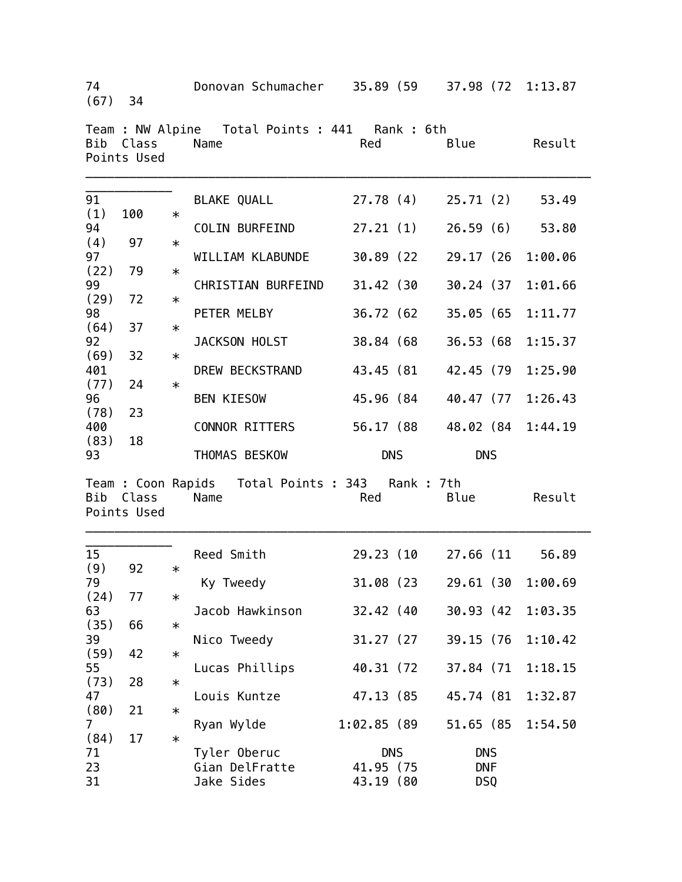| Bib | Class | Name | Red | Blue | Result | Points | Used |
|---|---|---|---|---|---|---|---|
| 74 | | Donovan Schumacher | 35.89 (59 | 37.98 (72 | 1:13.87 (67) | 34 | |

Team : NW Alpine   Total Points : 441   Rank : 6th

| Bib | Class | Name | Red | Blue | Result | Points | Used |
|---|---|---|---|---|---|---|---|
| 91 | | BLAKE QUALL | 27.78 (4) | 25.71 (2) | 53.49 (1) | 100 | * |
| 94 | | COLIN BURFEIND | 27.21 (1) | 26.59 (6) | 53.80 (4) | 97 | * |
| 97 | | WILLIAM KLABUNDE | 30.89 (22 | 29.17 (26 | 1:00.06 (22) | 79 | * |
| 99 | | CHRISTIAN BURFEIND | 31.42 (30 | 30.24 (37 | 1:01.66 (29) | 72 | * |
| 98 | | PETER MELBY | 36.72 (62 | 35.05 (65 | 1:11.77 (64) | 37 | * |
| 92 | | JACKSON HOLST | 38.84 (68 | 36.53 (68 | 1:15.37 (69) | 32 | * |
| 401 | | DREW BECKSTRAND | 43.45 (81 | 42.45 (79 | 1:25.90 (77) | 24 | * |
| 96 | | BEN KIESOW | 45.96 (84 | 40.47 (77 | 1:26.43 (78) | 23 | |
| 400 | | CONNOR RITTERS | 56.17 (88 | 48.02 (84 | 1:44.19 (83) | 18 | |
| 93 | | THOMAS BESKOW | DNS | DNS | | | |

Team : Coon Rapids   Total Points : 343   Rank : 7th

| Bib | Class | Name | Red | Blue | Result | Points | Used |
|---|---|---|---|---|---|---|---|
| 15 | | Reed Smith | 29.23 (10 | 27.66 (11 | 56.89 (9) | 92 | * |
| 79 | | Ky Tweedy | 31.08 (23 | 29.61 (30 | 1:00.69 (24) | 77 | * |
| 63 | | Jacob Hawkinson | 32.42 (40 | 30.93 (42 | 1:03.35 (35) | 66 | * |
| 39 | | Nico Tweedy | 31.27 (27 | 39.15 (76 | 1:10.42 (59) | 42 | * |
| 55 | | Lucas Phillips | 40.31 (72 | 37.84 (71 | 1:18.15 (73) | 28 | * |
| 47 | | Louis Kuntze | 47.13 (85 | 45.74 (81 | 1:32.87 (80) | 21 | * |
| 7 | | Ryan Wylde | 1:02.85 (89 | 51.65 (85 | 1:54.50 (84) | 17 | * |
| 71 | | Tyler Oberuc | DNS | DNS | | | |
| 23 | | Gian DelFratte | 41.95 (75 | DNF | | | |
| 31 | | Jake Sides | 43.19 (80 | DSQ | | | |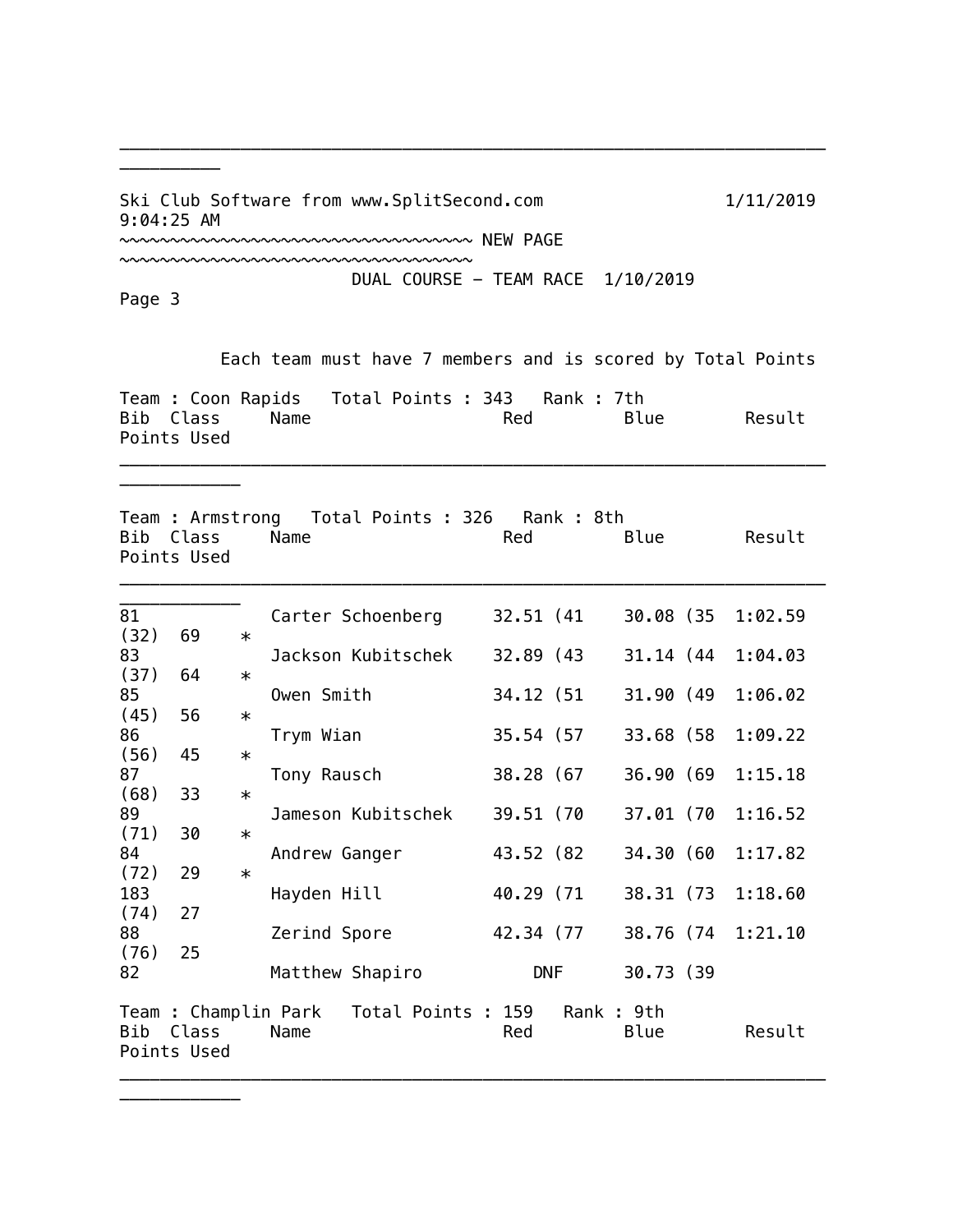Ski Club Software from www.SplitSecond.com 1/11/2019 9:04:25 AM

~~~~~~~~~~~~~~~~~~~~~~~~~~~~~~~~~~~ NEW PAGE ~~~~~~~~~~~~~~~~~~~~~~~~~~~~~~~~~~~

DUAL COURSE - TEAM RACE 1/10/2019

Page 3

Each team must have 7 members and is scored by Total Points

Team : Coon Rapids   Total Points : 343   Rank : 7th

| Bib | Class | Name | Red | Blue | Result | Points | Used |
|---|---|---|---|---|---|---|---|

Team : Armstrong   Total Points : 326   Rank : 8th

| Bib | Class | Name | Red | Blue | Result | Points | Used |
|---|---|---|---|---|---|---|---|
| 81 | | Carter Schoenberg | 32.51 (41 | 30.08 (35 | 1:02.59 (32) | 69 | * |
| 83 | | Jackson Kubitschek | 32.89 (43 | 31.14 (44 | 1:04.03 (37) | 64 | * |
| 85 | | Owen Smith | 34.12 (51 | 31.90 (49 | 1:06.02 (45) | 56 | * |
| 86 | | Trym Wian | 35.54 (57 | 33.68 (58 | 1:09.22 (56) | 45 | * |
| 87 | | Tony Rausch | 38.28 (67 | 36.90 (69 | 1:15.18 (68) | 33 | * |
| 89 | | Jameson Kubitschek | 39.51 (70 | 37.01 (70 | 1:16.52 (71) | 30 | * |
| 84 | | Andrew Ganger | 43.52 (82 | 34.30 (60 | 1:17.82 (72) | 29 | * |
| 183 | | Hayden Hill | 40.29 (71 | 38.31 (73 | 1:18.60 (74) | 27 | |
| 88 | | Zerind Spore | 42.34 (77 | 38.76 (74 | 1:21.10 (76) | 25 | |
| 82 | | Matthew Shapiro | DNF | 30.73 (39 | | | |

Team : Champlin Park   Total Points : 159   Rank : 9th

| Bib | Class | Name | Red | Blue | Result | Points | Used |
|---|---|---|---|---|---|---|---|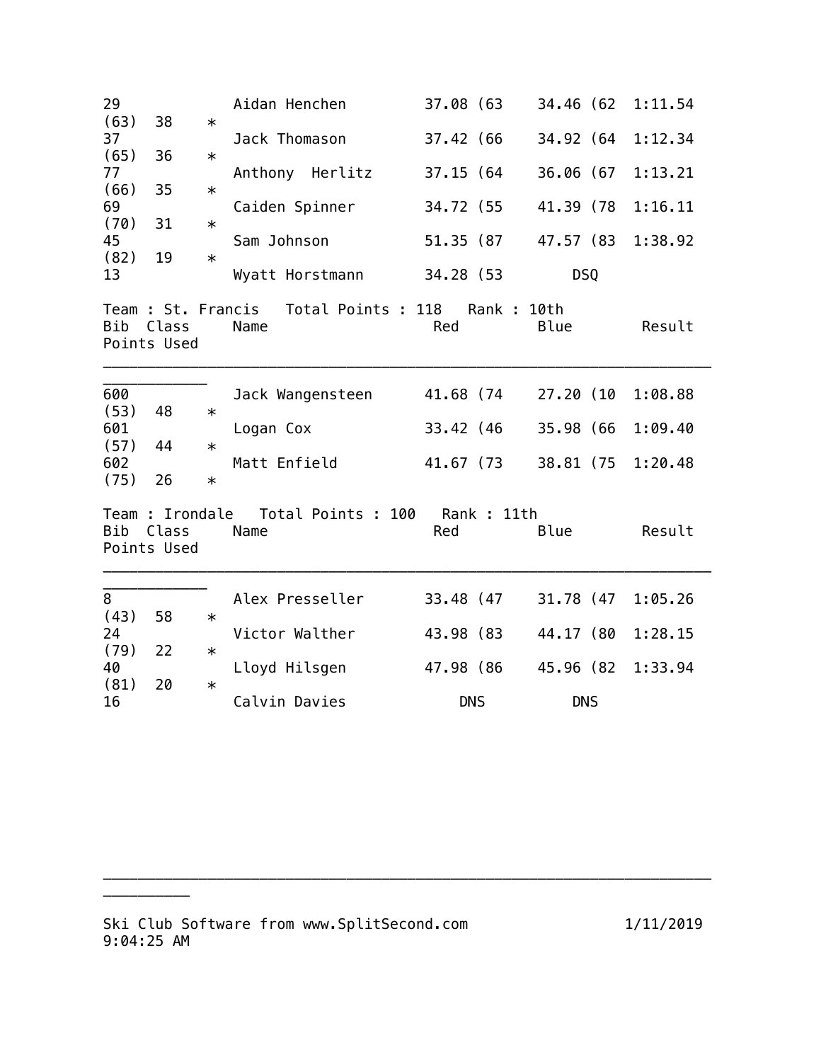| Bib | Class | Name | Red | Blue | Result | Points | Used |
|---|---|---|---|---|---|---|---|
| 29 | | Aidan Henchen | 37.08 (63 | 34.46 (62 | 1:11.54 (63) | 38 | * |
| 37 | | Jack Thomason | 37.42 (66 | 34.92 (64 | 1:12.34 (65) | 36 | * |
| 77 | | Anthony  Herlitz | 37.15 (64 | 36.06 (67 | 1:13.21 (66) | 35 | * |
| 69 | | Caiden Spinner | 34.72 (55 | 41.39 (78 | 1:16.11 (70) | 31 | * |
| 45 | | Sam Johnson | 51.35 (87 | 47.57 (83 | 1:38.92 (82) | 19 | * |
| 13 | | Wyatt Horstmann | 34.28 (53 | DSQ | | | |

Team : St. Francis   Total Points : 118   Rank : 10th

| Bib | Class | Name | Red | Blue | Result | Points | Used |
|---|---|---|---|---|---|---|---|
| 600 | | Jack Wangensteen | 41.68 (74 | 27.20 (10 | 1:08.88 (53) | 48 | * |
| 601 | | Logan Cox | 33.42 (46 | 35.98 (66 | 1:09.40 (57) | 44 | * |
| 602 | | Matt Enfield | 41.67 (73 | 38.81 (75 | 1:20.48 (75) | 26 | * |

Team : Irondale   Total Points : 100   Rank : 11th

| Bib | Class | Name | Red | Blue | Result | Points | Used |
|---|---|---|---|---|---|---|---|
| 8 | | Alex Presseller | 33.48 (47 | 31.78 (47 | 1:05.26 (43) | 58 | * |
| 24 | | Victor Walther | 43.98 (83 | 44.17 (80 | 1:28.15 (79) | 22 | * |
| 40 | | Lloyd Hilsgen | 47.98 (86 | 45.96 (82 | 1:33.94 (81) | 20 | * |
| 16 | | Calvin Davies | DNS | DNS | | | |

Ski Club Software from www.SplitSecond.com   1/11/2019 9:04:25 AM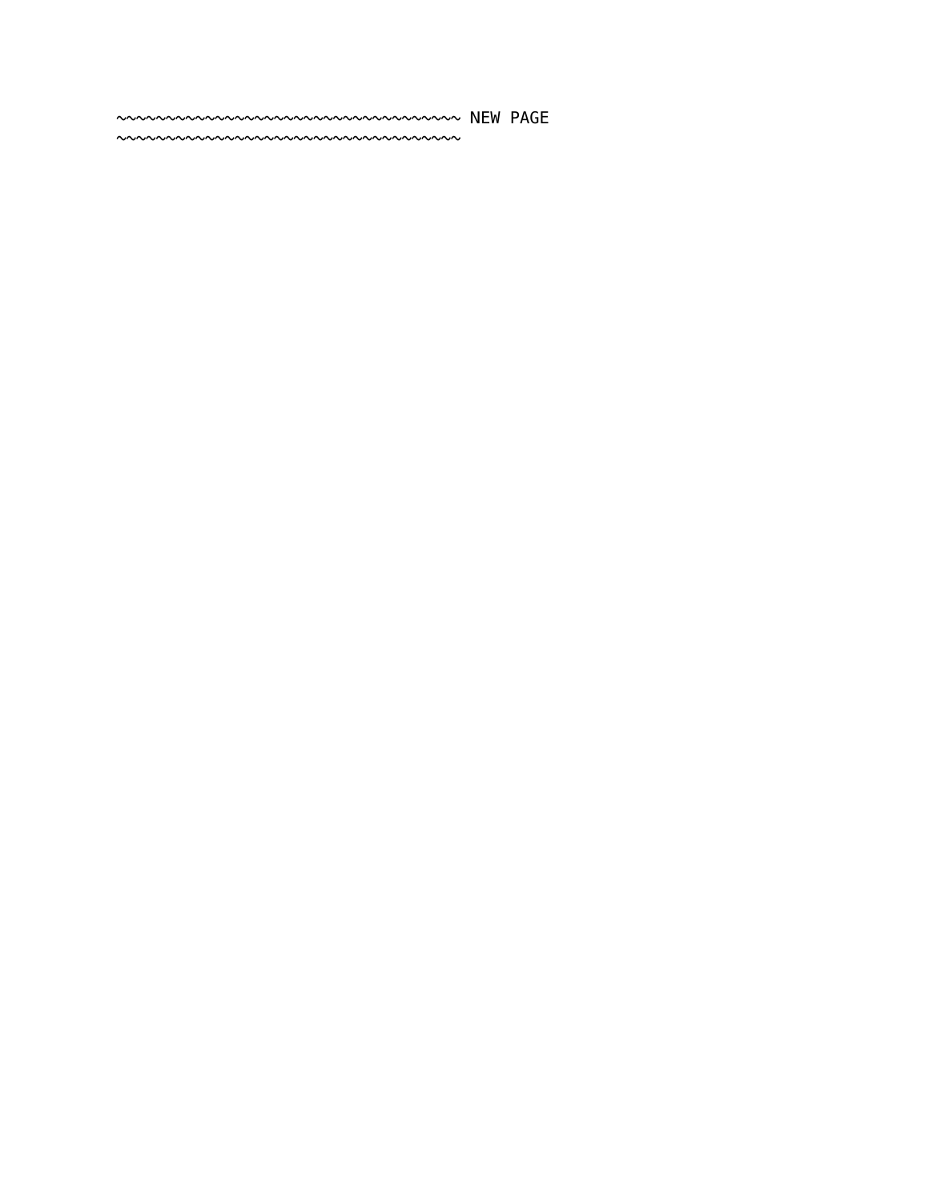~~~~~~~~~~~~~~~~~~~~~~~~~~~~~~~~~~~~~~~ NEW PAGE ~~~~~~~~~~~~~~~~~~~~~~~~~~~~~~~~~~~~~~~